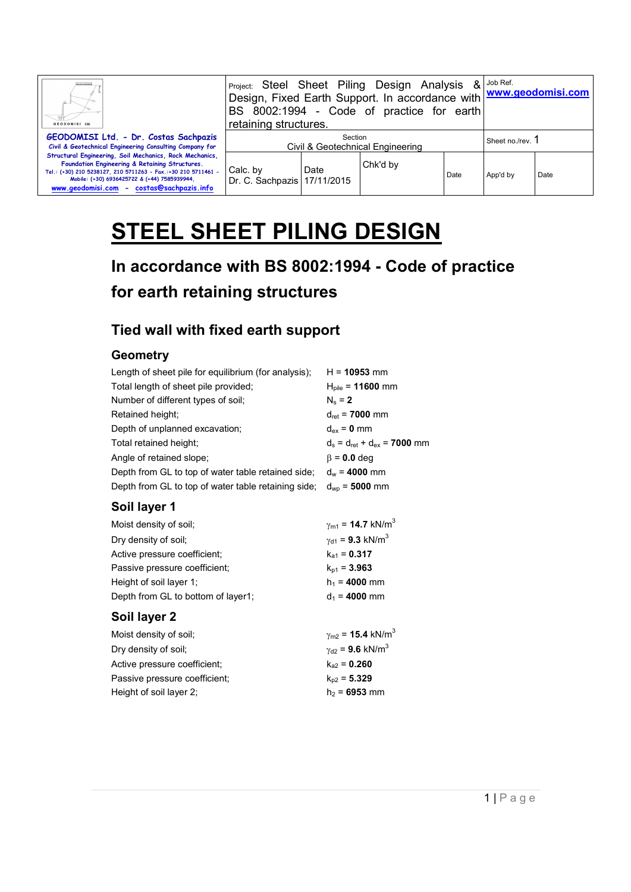| GEODOMISI Ltd. - Dr. Costas Sachpazis<br>Civil & Geotechnical Engineering Consulting Company for Structural Engineering, Soil Mechanics, Rock Mechanics, Foundation Engineering & Retaining Structures.<br>Tel.: (+30) 210 5238127, 210 5711263 - Fax.:+30 210 5711461 - Mobile: (+30) 6936425722 & (+44) 7585939944,<br>www.geodomisi.com - costas@sachpazis.info | Project: Steel Sheet Piling Design Analysis & Design, Fixed Earth Support. In accordance with BS 8002:1994 - Code of practice for earth retaining structures. | | | | Job Ref.<br>www.geodomisi.com | |
|---|---|---|---|---|---|---|
| | Section<br>Civil & Geotechnical Engineering | | | | Sheet no./rev. 1 | |
| | Calc. by<br>Dr. C. Sachpazis | Date<br>17/11/2015 | Chk'd by | Date | App'd by | Date |

# STEEL SHEET PILING DESIGN

## In accordance with BS 8002:1994 - Code of practice for earth retaining structures

## Tied wall with fixed earth support

### Geometry

| | |
|---|---|
| Length of sheet pile for equilibrium (for analysis); | $H$ = **10953** mm |
| Total length of sheet pile provided; | $H_{pile}$ = **11600** mm |
| Number of different types of soil; | $N_s$ = **2** |
| Retained height; | $d_{ret}$ = **7000** mm |
| Depth of unplanned excavation; | $d_{ex}$ = **0** mm |
| Total retained height; | $d_s = d_{ret} + d_{ex}$ = **7000** mm |
| Angle of retained slope; | $\beta$ = **0.0** deg |
| Depth from GL to top of water table retained side; | $d_w$ = **4000** mm |
| Depth from GL to top of water table retaining side; | $d_{wp}$ = **5000** mm |

### Soil layer 1

| | |
|---|---|
| Moist density of soil; | $\gamma_{m1}$ = **14.7** kN/m$^3$ |
| Dry density of soil; | $\gamma_{d1}$ = **9.3** kN/m$^3$ |
| Active pressure coefficient; | $k_{a1}$ = **0.317** |
| Passive pressure coefficient; | $k_{p1}$ = **3.963** |
| Height of soil layer 1; | $h_1$ = **4000** mm |
| Depth from GL to bottom of layer1; | $d_1$ = **4000** mm |

### Soil layer 2

| | |
|---|---|
| Moist density of soil; | $\gamma_{m2}$ = **15.4** kN/m$^3$ |
| Dry density of soil; | $\gamma_{d2}$ = **9.6** kN/m$^3$ |
| Active pressure coefficient; | $k_{a2}$ = **0.260** |
| Passive pressure coefficient; | $k_{p2}$ = **5.329** |
| Height of soil layer 2; | $h_2$ = **6953** mm |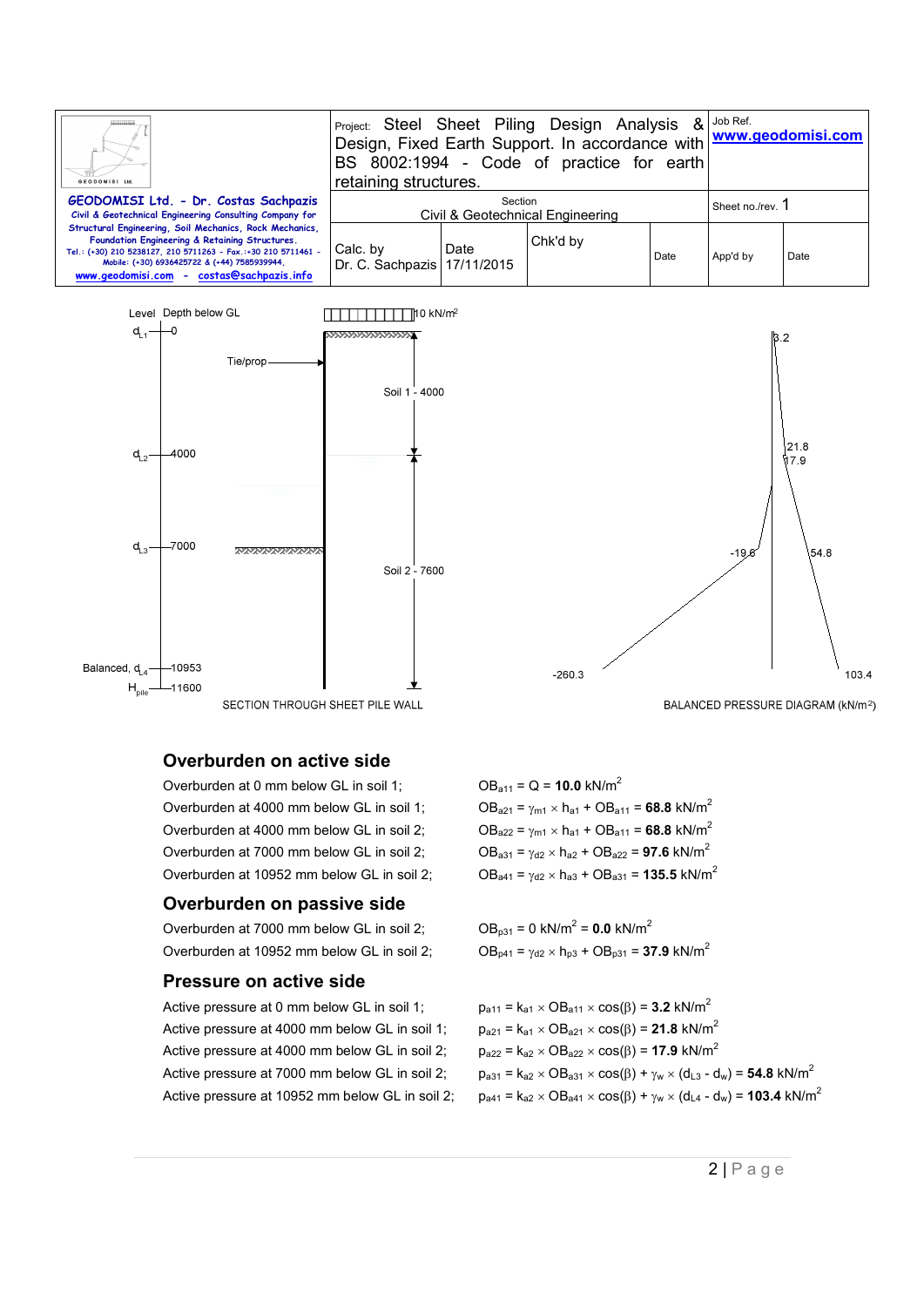| | | | | | |
|---|---|---|---|---|---|
| GEODOMISI Ltd. - Dr. Costas Sachpazis<br>Civil & Geotechnical Engineering Consulting Company for Structural Engineering, Soil Mechanics, Rock Mechanics, Foundation Engineering & Retaining Structures.<br>Tel.: (+30) 210 5238127, 210 5711263 - Fax.:+30 210 5711461 - Mobile: (+30) 6936425722 & (+44) 7585939944, www.geodomisi.com - costas@sachpazis.info | Project: Steel Sheet Piling Design Analysis & Design, Fixed Earth Support. In accordance with BS 8002:1994 - Code of practice for earth retaining structures. | | | Job Ref. www.geodomisi.com | |
| | Section<br>Civil & Geotechnical Engineering | | | Sheet no./rev. 1 | |
| | Calc. by<br>Dr. C. Sachpazis | Date<br>17/11/2015 | Chk'd by | Date | App'd by | Date |

Level Depth below GL

$d_{L1}$ 0

$d_{L2}$ 4000

$d_{L3}$ 7000

Balanced, $d_{L4}$ 10953

$H_{pile}$ 11600

10 kN/m²

Tie/prop

Soil 1 - 4000

Soil 2 - 7600

SECTION THROUGH SHEET PILE WALL

3.2

21.8

17.9

-19.6

54.8

-260.3

103.4

BALANCED PRESSURE DIAGRAM (kN/m²)

## Overburden on active side

Overburden at 0 mm below GL in soil 1; $OB_{a11} = Q = \mathbf{10.0}$ kN/m²

Overburden at 4000 mm below GL in soil 1; $OB_{a21} = \gamma_{m1} \times h_{a1} + OB_{a11} = \mathbf{68.8}$ kN/m²

Overburden at 4000 mm below GL in soil 2; $OB_{a22} = \gamma_{m1} \times h_{a1} + OB_{a11} = \mathbf{68.8}$ kN/m²

Overburden at 7000 mm below GL in soil 2; $OB_{a31} = \gamma_{d2} \times h_{a2} + OB_{a22} = \mathbf{97.6}$ kN/m²

Overburden at 10952 mm below GL in soil 2; $OB_{a41} = \gamma_{d2} \times h_{a3} + OB_{a31} = \mathbf{135.5}$ kN/m²

## Overburden on passive side

Overburden at 7000 mm below GL in soil 2; $OB_{p31} = 0$ kN/m² $= \mathbf{0.0}$ kN/m²

Overburden at 10952 mm below GL in soil 2; $OB_{p41} = \gamma_{d2} \times h_{p3} + OB_{p31} = \mathbf{37.9}$ kN/m²

## Pressure on active side

Active pressure at 0 mm below GL in soil 1; $p_{a11} = k_{a1} \times OB_{a11} \times \cos(\beta) = \mathbf{3.2}$ kN/m²

Active pressure at 4000 mm below GL in soil 1; $p_{a21} = k_{a1} \times OB_{a21} \times \cos(\beta) = \mathbf{21.8}$ kN/m²

Active pressure at 4000 mm below GL in soil 2; $p_{a22} = k_{a2} \times OB_{a22} \times \cos(\beta) = \mathbf{17.9}$ kN/m²

Active pressure at 7000 mm below GL in soil 2; $p_{a31} = k_{a2} \times OB_{a31} \times \cos(\beta) + \gamma_w \times (d_{L3} - d_w) = \mathbf{54.8}$ kN/m²

Active pressure at 10952 mm below GL in soil 2; $p_{a41} = k_{a2} \times OB_{a41} \times \cos(\beta) + \gamma_w \times (d_{L4} - d_w) = \mathbf{103.4}$ kN/m²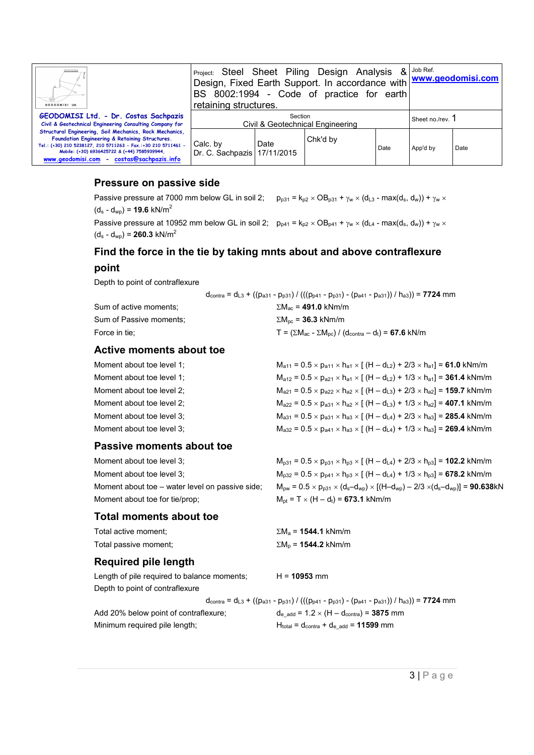## Pressure on passive side

Passive pressure at 7000 mm below GL in soil 2; $p_{p31} = k_{p2} \times OB_{p31} + \gamma_w \times (d_{L3} - \max(d_s, d_w)) + \gamma_w \times (d_s - d_{wp})$ = **19.6** kN/m$^2$

Passive pressure at 10952 mm below GL in soil 2; $p_{p41} = k_{p2} \times OB_{p41} + \gamma_w \times (d_{L4} - \max(d_s, d_w)) + \gamma_w \times (d_s - d_{wp})$ = **260.3** kN/m$^2$

## Find the force in the tie by taking mnts about and above contraflexure point

Depth to point of contraflexure

$d_{contra} = d_{L3} + ((p_{a31} - p_{p31}) / (((p_{p41} - p_{p31}) - (p_{a41} - p_{a31})) / h_{a3}))$ = **7724** mm

Sum of active moments; $\Sigma M_{ac}$ = **491.0** kNm/m

Sum of Passive moments; $\Sigma M_{pc}$ = **36.3** kNm/m

Force in tie; $T = (\Sigma M_{ac} - \Sigma M_{pc}) / (d_{contra} - d_t)$ = **67.6** kN/m

## Active moments about toe

Moment about toe level 1; $M_{a11} = 0.5 \times p_{a11} \times h_{a1} \times [(H - d_{L2}) + 2/3 \times h_{a1}]$ = **61.0** kNm/m

Moment about toe level 1; $M_{a12} = 0.5 \times p_{a21} \times h_{a1} \times [(H - d_{L2}) + 1/3 \times h_{a1}]$ = **361.4** kNm/m

Moment about toe level 2; $M_{a21} = 0.5 \times p_{a22} \times h_{a2} \times [(H - d_{L3}) + 2/3 \times h_{a2}]$ = **159.7** kNm/m

Moment about toe level 2; $M_{a22} = 0.5 \times p_{a31} \times h_{a2} \times [(H - d_{L3}) + 1/3 \times h_{a2}]$ = **407.1** kNm/m

Moment about toe level 3; $M_{a31} = 0.5 \times p_{a31} \times h_{a3} \times [(H - d_{L4}) + 2/3 \times h_{a3}]$ = **285.4** kNm/m

Moment about toe level 3; $M_{a32} = 0.5 \times p_{a41} \times h_{a3} \times [(H - d_{L4}) + 1/3 \times h_{a3}]$ = **269.4** kNm/m

## Passive moments about toe

Moment about toe level 3; $M_{p31} = 0.5 \times p_{p31} \times h_{p3} \times [(H - d_{L4}) + 2/3 \times h_{p3}]$ = **102.2** kNm/m

Moment about toe level 3; $M_{p32} = 0.5 \times p_{p41} \times h_{p3} \times [(H - d_{L4}) + 1/3 \times h_{p3}]$ = **678.2** kNm/m

Moment about toe – water level on passive side; $M_{pw} = 0.5 \times p_{p31} \times (d_s - d_{wp}) \times [(H - d_{wp}) - 2/3 \times (d_s - d_{wp})]$ = **90.638**kN

Moment about toe for tie/prop; $M_{pt} = T \times (H - d_t)$ = **673.1** kNm/m

## Total moments about toe

Total active moment; $\Sigma M_a$ = **1544.1** kNm/m

Total passive moment; $\Sigma M_p$ = **1544.2** kNm/m

## Required pile length

Length of pile required to balance moments; H = **10953** mm

Depth to point of contraflexure

$d_{contra} = d_{L3} + ((p_{a31} - p_{p31}) / (((p_{p41} - p_{p31}) - (p_{a41} - p_{a31})) / h_{a3}))$ = **7724** mm

Add 20% below point of contraflexure; $d_{e\_add} = 1.2 \times (H - d_{contra})$ = **3875** mm

Minimum required pile length; $H_{total} = d_{contra} + d_{e\_add}$ = **11599** mm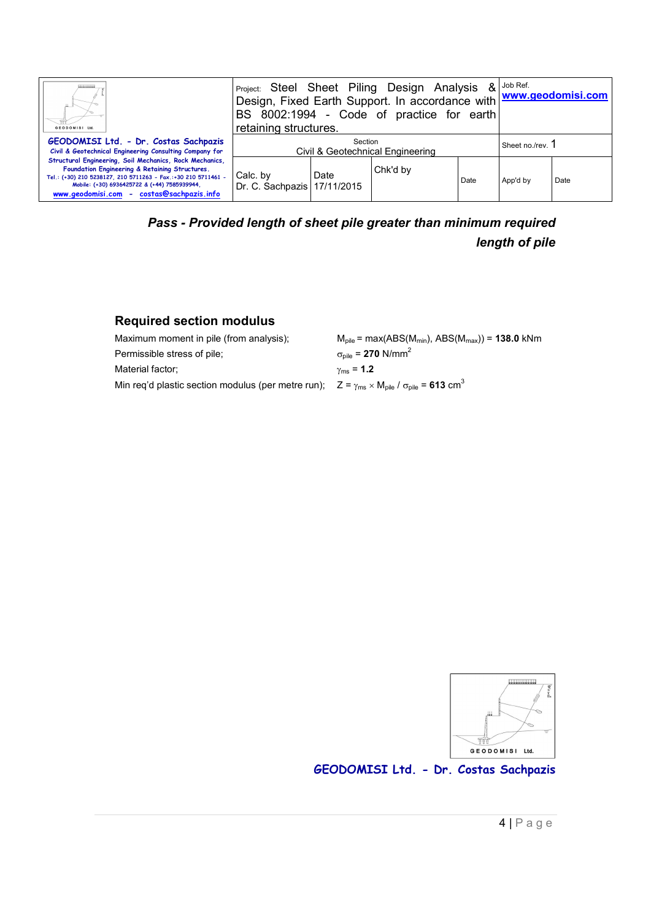***Pass - Provided length of sheet pile greater than minimum required length of pile***

## Required section modulus

| | |
|---|---|
| Maximum moment in pile (from analysis); | $M_{pile}$ = max(ABS($M_{min}$), ABS($M_{max}$)) = **138.0** kNm |
| Permissible stress of pile; | $\sigma_{pile}$ = **270** N/mm$^2$ |
| Material factor; | $\gamma_{ms}$ = **1.2** |
| Min req'd plastic section modulus (per metre run); | $Z = \gamma_{ms} \times M_{pile} / \sigma_{pile}$ = **613** cm$^3$ |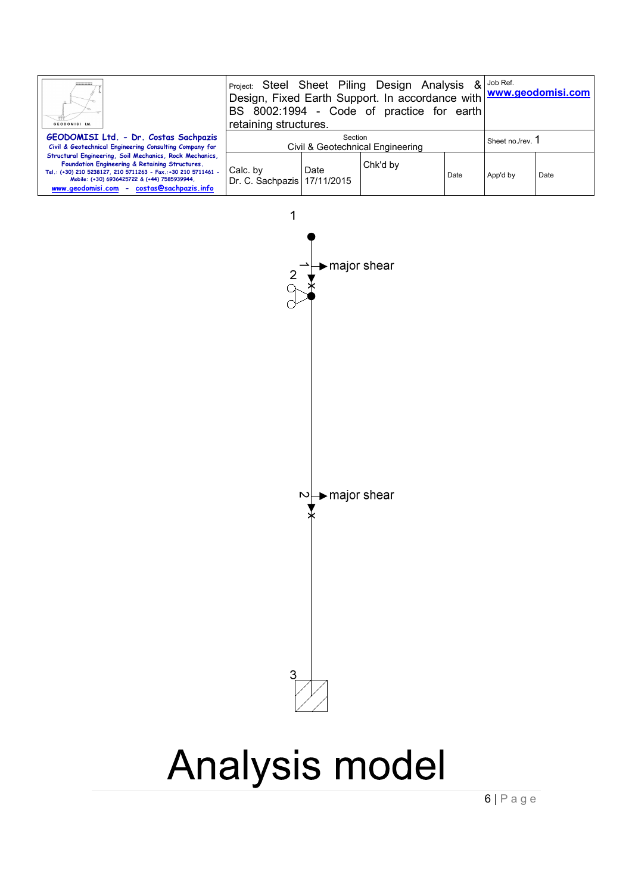| | | | | | |
|---|---|---|---|---|---|
| GEODOMISI Ltd. - Dr. Costas Sachpazis<br>Civil & Geotechnical Engineering Consulting Company for Structural Engineering, Soil Mechanics, Rock Mechanics, Foundation Engineering & Retaining Structures.<br>Tel.: (+30) 210 5238127, 210 5711263 - Fax.:+30 210 5711461 - Mobile: (+30) 6936425722 & (+44) 7585939944,<br>www.geodomisi.com - costas@sachpazis.info | Project: Steel Sheet Piling Design Analysis & Design, Fixed Earth Support. In accordance with BS 8002:1994 - Code of practice for earth retaining structures. | | | | Job Ref.<br>www.geodomisi.com |
| | Section<br>Civil & Geotechnical Engineering | | | | Sheet no./rev. 1 |
| | Calc. by<br>Dr. C. Sachpazis | Date<br>17/11/2015 | Chk'd by | Date | App'd by | Date |

1

1 major shear

2

2 major shear

3

# Analysis model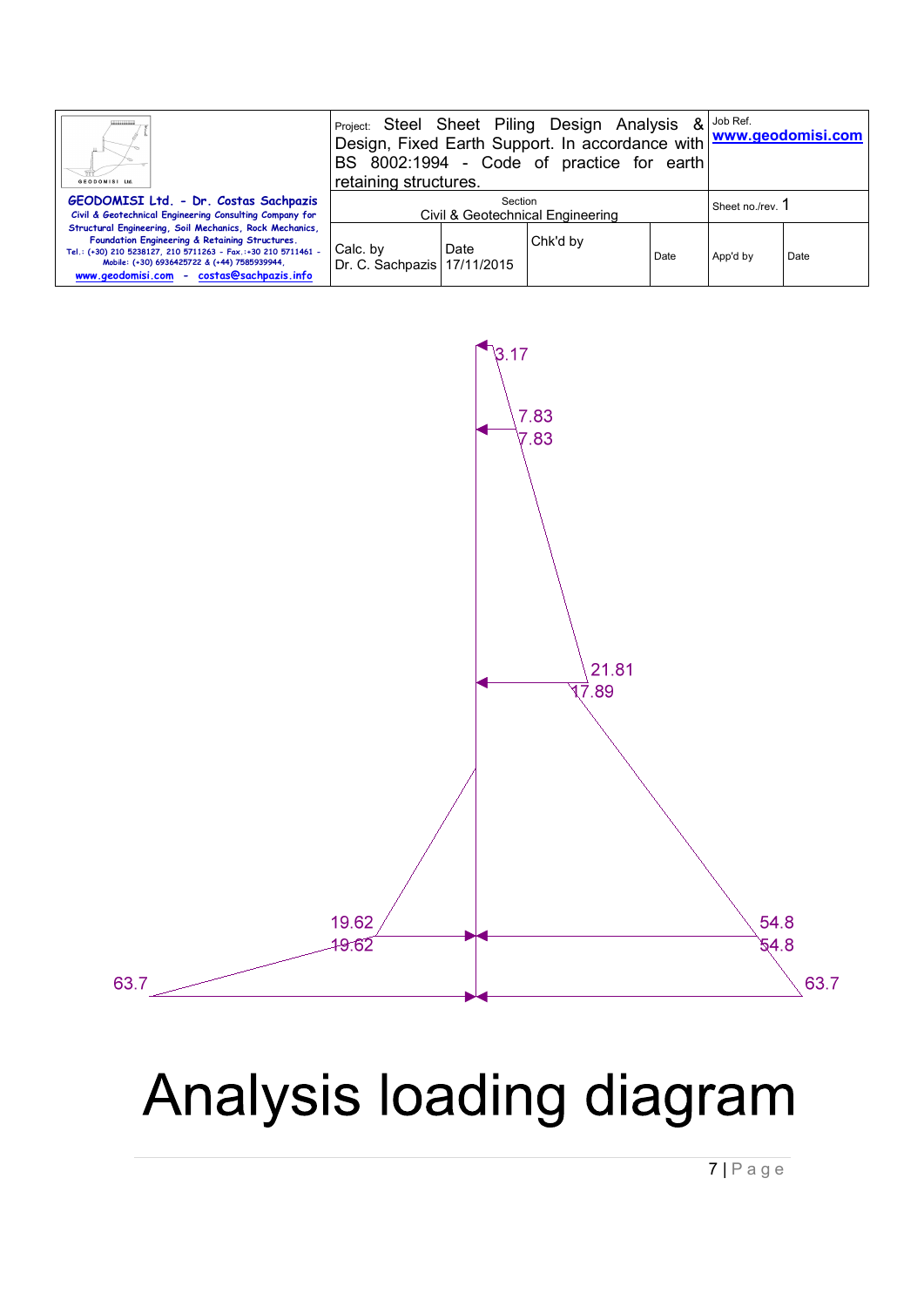| GEODOMISI Ltd. - Dr. Costas Sachpazis<br>Civil & Geotechnical Engineering Consulting Company for Structural Engineering, Soil Mechanics, Rock Mechanics, Foundation Engineering & Retaining Structures.<br>Tel.: (+30) 210 5238127, 210 5711263 - Fax.:+30 210 5711461 - Mobile: (+30) 6936425722 & (+44) 7585939944.<br>www.geodomisi.com - costas@sachpazis.info | Project: Steel Sheet Piling Design Analysis & Design, Fixed Earth Support. In accordance with BS 8002:1994 - Code of practice for earth retaining structures. | | | | Job Ref.<br>www.geodomisi.com | |
|---|---|---|---|---|---|---|
| | Section<br>Civil & Geotechnical Engineering | | | | Sheet no./rev. 1 | |
| | Calc. by<br>Dr. C. Sachpazis | Date<br>17/11/2015 | Chk'd by | Date | App'd by | Date |

3.17

7.83

7.83

21.81

17.89

19.62

19.62

54.8

54.8

63.7

63.7

# Analysis loading diagram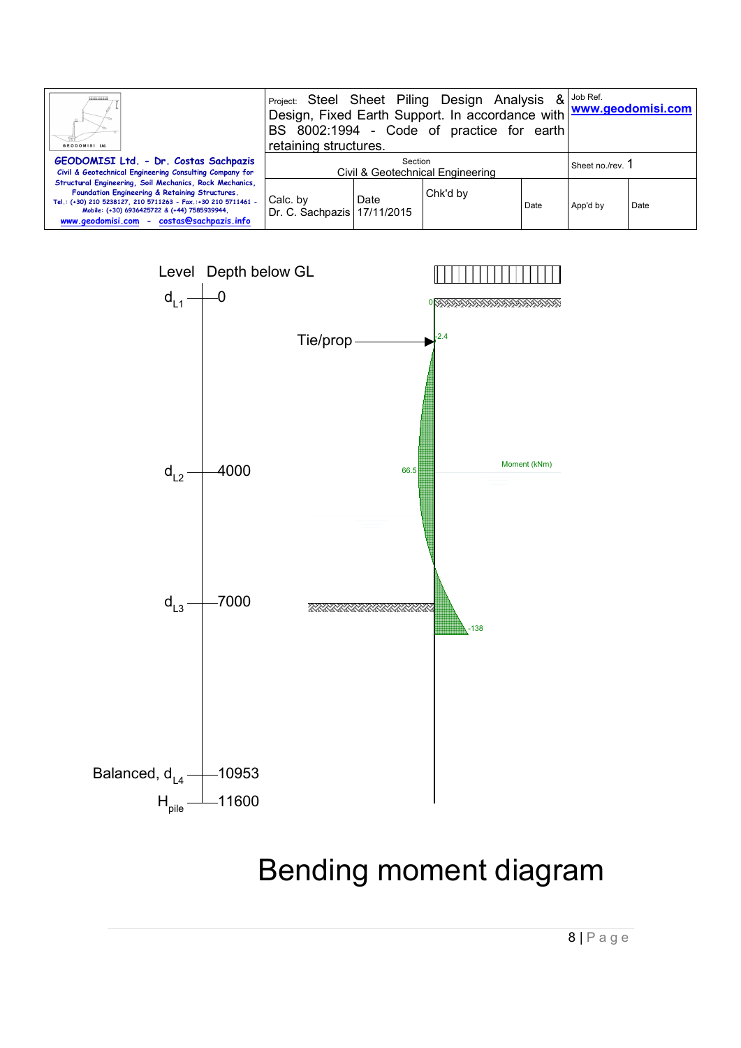| | | | | | |
|---|---|---|---|---|---|
| GEODOMISI Ltd. - Dr. Costas Sachpazis<br>Civil & Geotechnical Engineering Consulting Company for Structural Engineering, Soil Mechanics, Rock Mechanics, Foundation Engineering & Retaining Structures.<br>Tel.: (+30) 210 5238127, 210 5711263 - Fax.:+30 210 5711461 - Mobile: (+30) 6936425722 & (+44) 7585939944,<br>www.geodomisi.com - costas@sachpazis.info | Project: Steel Sheet Piling Design Analysis & Design, Fixed Earth Support. In accordance with BS 8002:1994 - Code of practice for earth retaining structures. | | | Job Ref.<br>www.geodomisi.com | |
| | Section<br>Civil & Geotechnical Engineering | | | Sheet no./rev. 1 | |
| | Calc. by<br>Dr. C. Sachpazis | Date<br>17/11/2015 | Chk'd by | Date | App'd by | Date |

Level

Depth below GL

$d_{L1}$ 0

Tie/prop

-2.4

$d_{L2}$ 4000

66.5

Moment (kNm)

$d_{L3}$ 7000

-138

Balanced, $d_{L4}$ 10953

$H_{pile}$ 11600

# Bending moment diagram